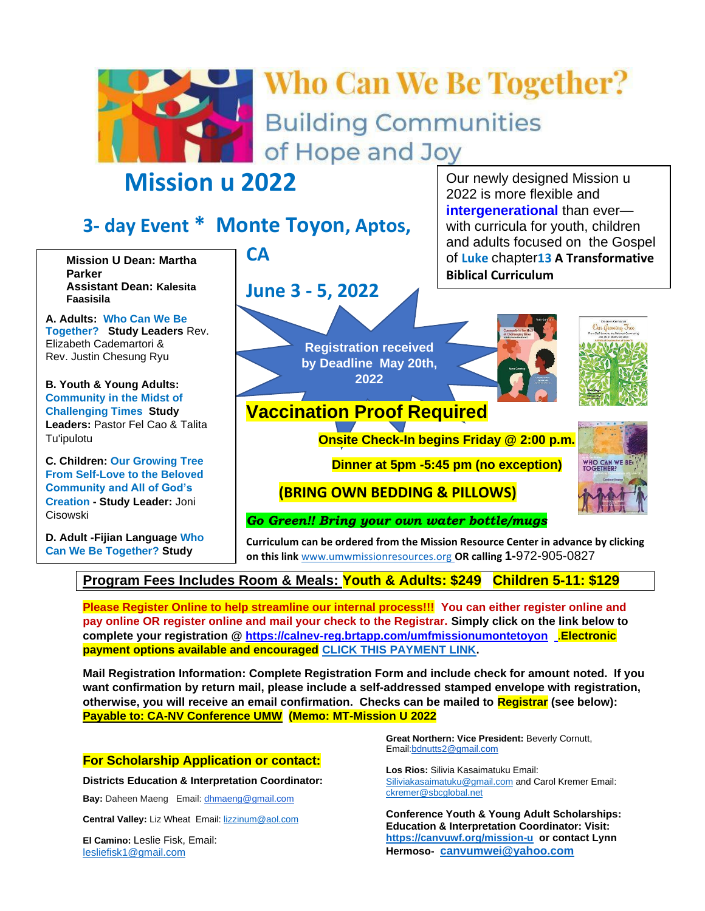# Who Can We Be Together?

## Building Communities of Hope and Joy

# Mission u 2022

## 3- day Event * Monte Toyon, Aptos, CA

## June 3 - 5, 2022

Our newly designed Mission u 2022 is more flexible and **intergenerational** than ever—with curricula for youth, children and adults focused on the Gospel of **Luke** chapter**13** **A Transformative Biblical Curriculum**

**Mission U Dean: Martha Parker**
**Assistant Dean: Kalesita Faasisila**

**A. Adults:** **Who Can We Be Together?** **Study Leaders** Rev. Elizabeth Cademartori & Rev. Justin Chesung Ryu

**B. Youth & Young Adults:** **Community in the Midst of Challenging Times** **Study Leaders:** Pastor Fel Cao & Talita Tu'ipulotu

**C. Children:** **Our Growing Tree From Self-Love to the Beloved Community and All of God's Creation** **- Study Leader:** Joni Cisowski

**D. Adult -Fijian Language** **Who Can We Be Together?** **Study**

**Registration received by Deadline May 20th, 2022**

## Vaccination Proof Required

**Onsite Check-In begins Friday @ 2:00 p.m.**

**Dinner at 5pm -5:45 pm (no exception)**

**(BRING OWN BEDDING & PILLOWS)**

***Go Green!! Bring your own water bottle/mugs***

**Curriculum can be ordered from the Mission Resource Center in advance by clicking on this link** www.umwmissionresources.org **OR calling 1-**972-905-0827

**Program Fees Includes Room & Meals: Youth & Adults: $249 Children 5-11: $129**

**Please Register Online to help streamline our internal process!!! You can either register online and pay online OR register online and mail your check to the Registrar. Simply click on the link below to complete your registration @ https://calnev-reg.brtapp.com/umfmissionumontetoyon . Electronic payment options available and encouraged CLICK THIS PAYMENT LINK.**

**Mail Registration Information: Complete Registration Form and include check for amount noted. If you want confirmation by return mail, please include a self-addressed stamped envelope with registration, otherwise, you will receive an email confirmation. Checks can be mailed to Registrar (see below): Payable to: CA-NV Conference UMW (Memo: MT-Mission U 2022**

**For Scholarship Application or contact:**

**Districts Education & Interpretation Coordinator:**

**Bay:** Daheen Maeng Email: dhmaeng@gmail.com

**Central Valley:** Liz Wheat Email: lizzinum@aol.com

**El Camino:** Leslie Fisk, Email: lesliefisk1@gmail.com

**Great Northern: Vice President:** Beverly Cornutt, Email:bdnutts2@gmail.com

**Los Rios:** Silivia Kasaimatuku Email: Siliviakasaimatuku@gmail.com and Carol Kremer Email: ckremer@sbcglobal.net

**Conference Youth & Young Adult Scholarships: Education & Interpretation Coordinator: Visit: https://canvuwf.org/mission-u or contact Lynn Hermoso- canvumwei@yahoo.com**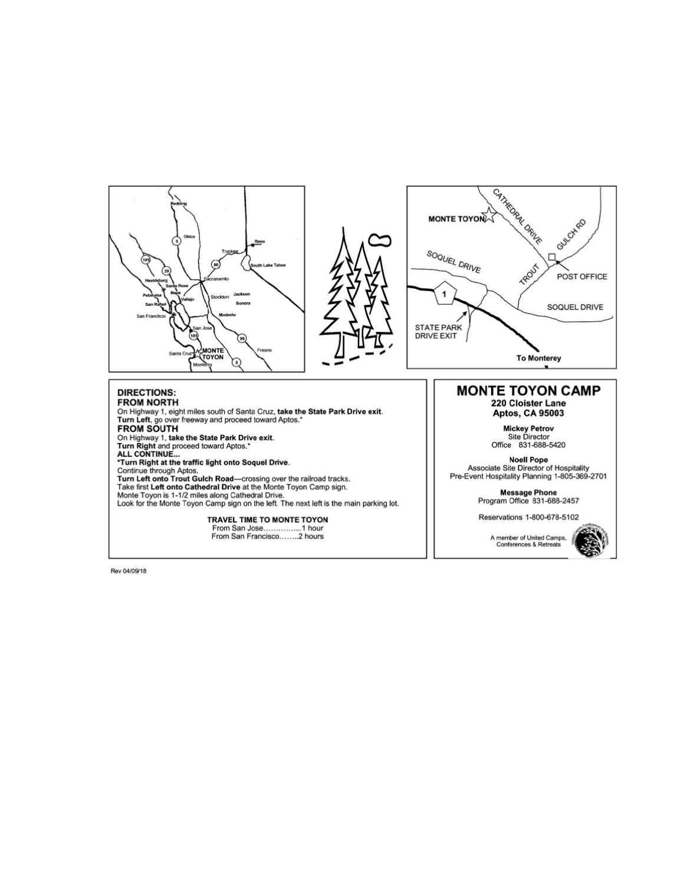## DIRECTIONS:

### FROM NORTH

On Highway 1, eight miles south of Santa Cruz, **take the State Park Drive exit**.
**Turn Left**, go over freeway and proceed toward Aptos.*

### FROM SOUTH

On Highway 1, **take the State Park Drive exit.**
**Turn Right** and proceed toward Aptos.*

### ALL CONTINUE...

***Turn Right at the traffic light onto Soquel Drive**.
Continue through Aptos.
**Turn Left onto Trout Gulch Road**—crossing over the railroad tracks.
Take first **Left onto Cathedral Drive** at the Monte Toyon Camp sign.
Monte Toyon is 1-1/2 miles along Cathedral Drive.
Look for the Monte Toyon Camp sign on the left. The next left is the main parking lot.

**TRAVEL TIME TO MONTE TOYON**

From San Jose……………..1 hour
From San Francisco……..2 hours

# MONTE TOYON CAMP

**220 Cloister Lane**
**Aptos, CA 95003**

**Mickey Petrov**
Site Director
Office 831-688-5420

**Noell Pope**
Associate Site Director of Hospitality
Pre-Event Hospitality Planning 1-805-369-2701

**Message Phone**
Program Office 831-688-2457

Reservations 1-800-678-5102

A member of United Camps, Conferences & Retreats

Rev 04/09/18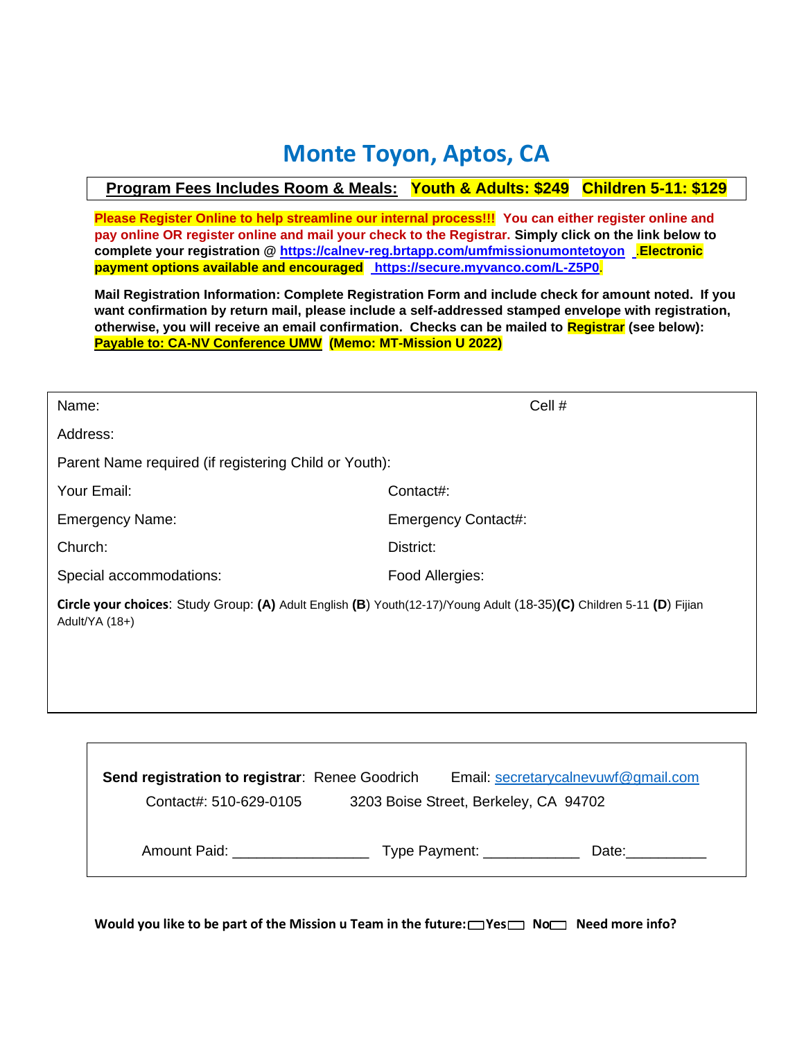# Monte Toyon, Aptos, CA

**Program Fees Includes Room & Meals:** **Youth & Adults: $249** **Children 5-11: $129**

**Please Register Online to help streamline our internal process!!! You can either register online and pay online OR register online and mail your check to the Registrar. Simply click on the link below to complete your registration @ https://calnev-reg.brtapp.com/umfmissionumontetoyon .Electronic payment options available and encouraged https://secure.myvanco.com/L-Z5P0.**

**Mail Registration Information: Complete Registration Form and include check for amount noted. If you want confirmation by return mail, please include a self-addressed stamped envelope with registration, otherwise, you will receive an email confirmation. Checks can be mailed to Registrar (see below): Payable to: CA-NV Conference UMW (Memo: MT-Mission U 2022)**

Name: Cell #

Address:

Parent Name required (if registering Child or Youth):

Your Email: Contact#:

Emergency Name: Emergency Contact#:

Church: District:

Special accommodations: Food Allergies:

**Circle your choices**: Study Group: **(A)** Adult English **(B)** Youth(12-17)/Young Adult (18-35)**(C)** Children 5-11 **(D)** Fijian Adult/YA (18+)

**Send registration to registrar**: Renee Goodrich Email: secretarycalnevuwf@gmail.com

Contact#: 510-629-0105 3203 Boise Street, Berkeley, CA 94702

Amount Paid: ________________ Type Payment: ____________ Date:__________

**Would you like to be part of the Mission u Team in the future: ☐ Yes ☐ No ☐ Need more info?**